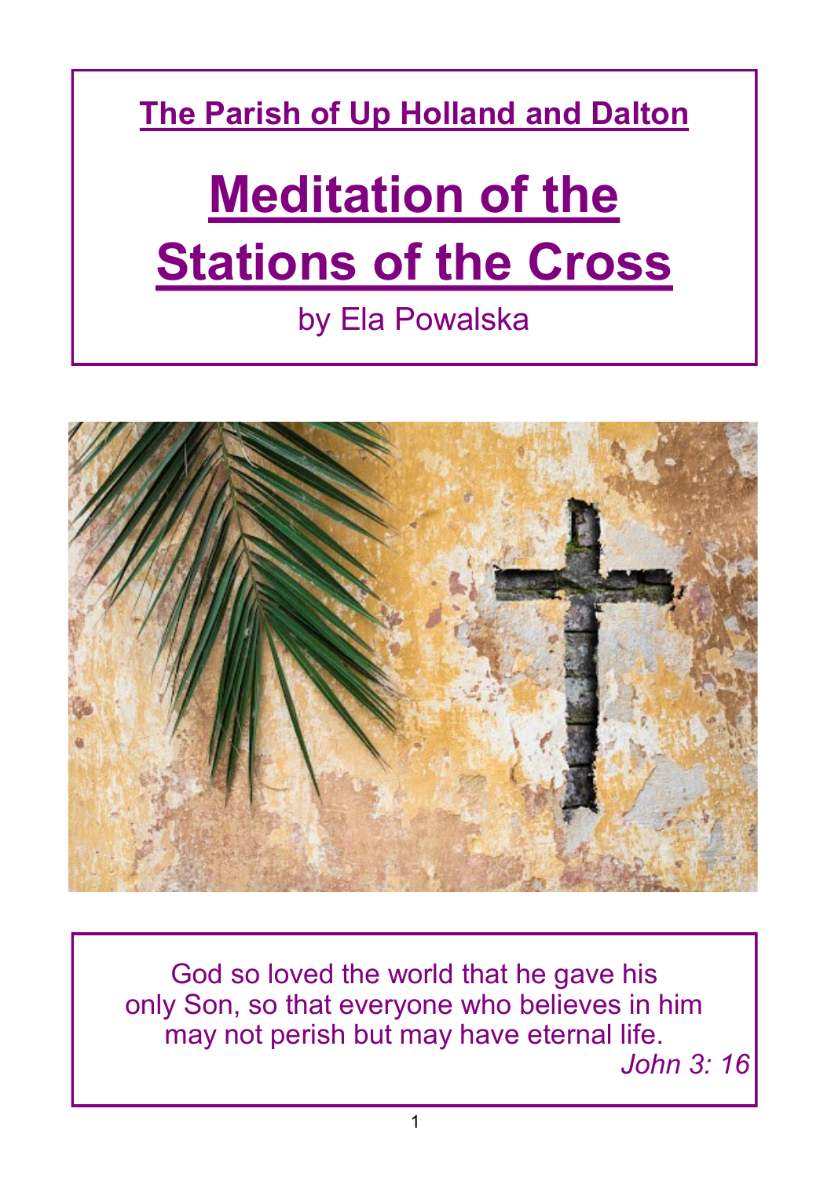**The Parish of Up Holland and Dalton**

# Meditation of the Stations of the Cross

by Ela Powalska

God so loved the world that he gave his only Son, so that everyone who believes in him may not perish but may have eternal life.

*John 3: 16*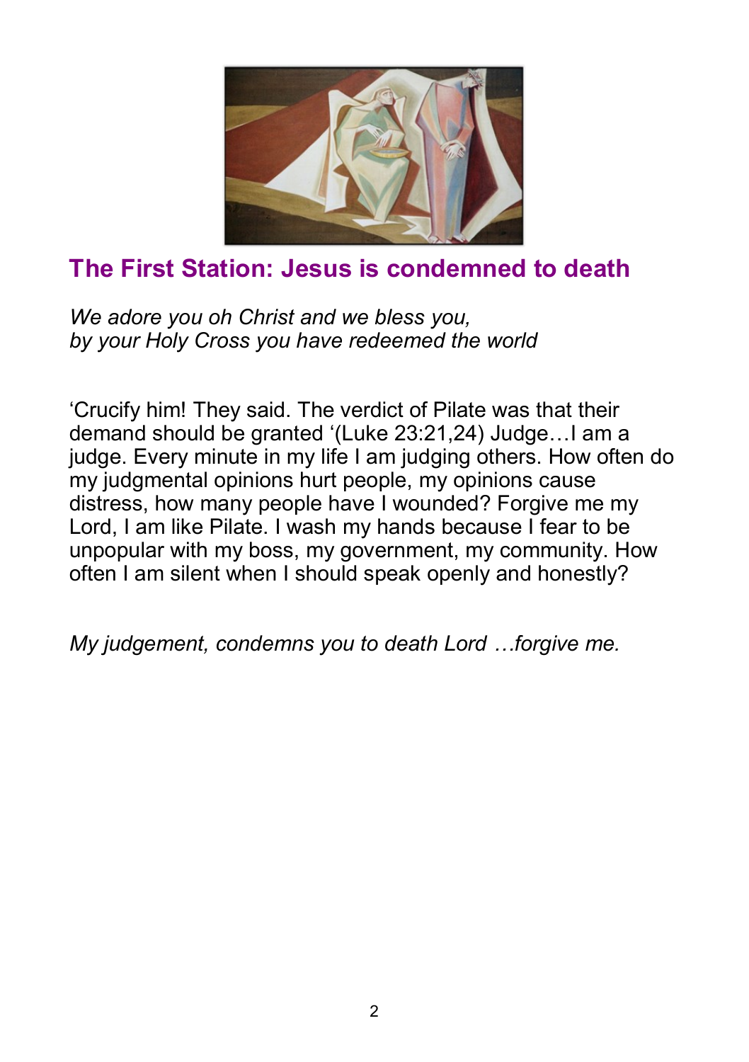## The First Station: Jesus is condemned to death

*We adore you oh Christ and we bless you,*
*by your Holy Cross you have redeemed the world*

‘Crucify him! They said. The verdict of Pilate was that their demand should be granted ‘(Luke 23:21,24) Judge…I am a judge. Every minute in my life I am judging others. How often do my judgmental opinions hurt people, my opinions cause distress, how many people have I wounded? Forgive me my Lord, I am like Pilate. I wash my hands because I fear to be unpopular with my boss, my government, my community. How often I am silent when I should speak openly and honestly?

*My judgement, condemns you to death Lord …forgive me.*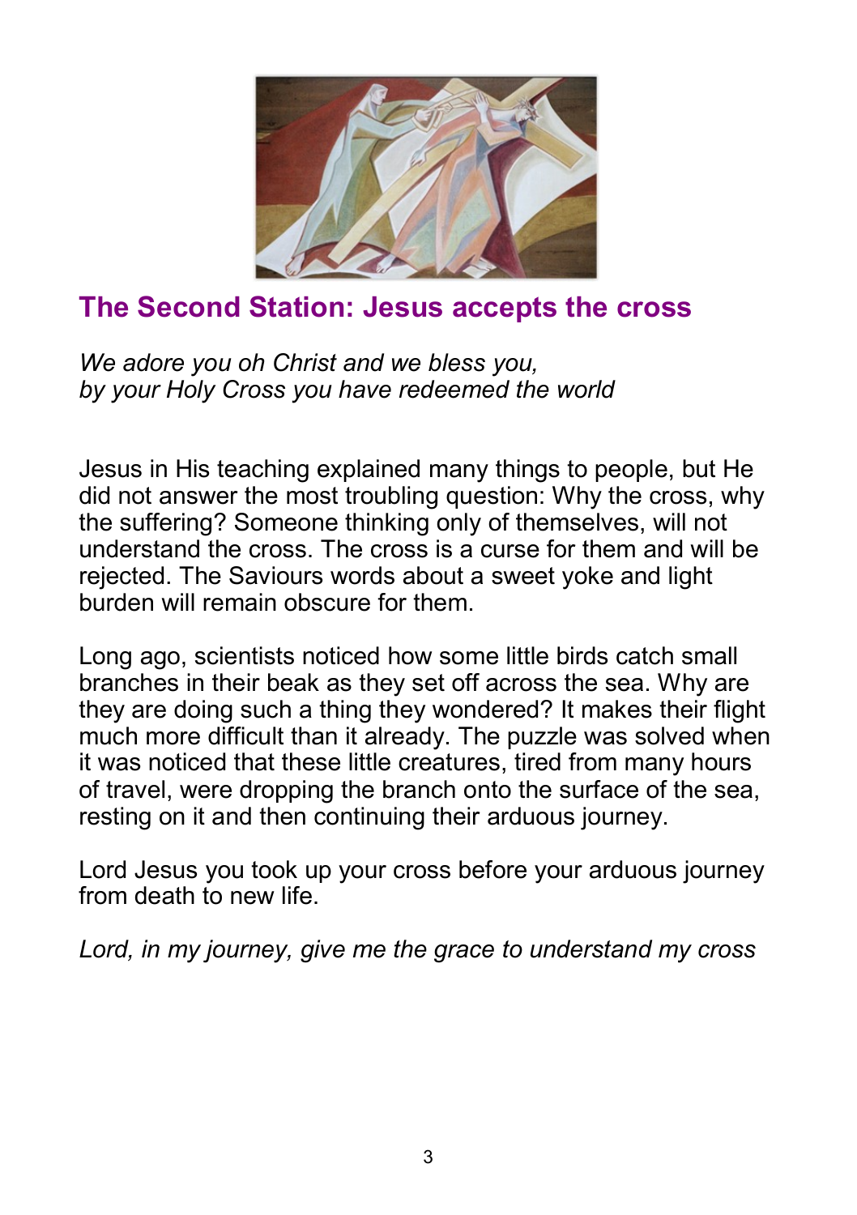## The Second Station: Jesus accepts the cross

*We adore you oh Christ and we bless you,*
*by your Holy Cross you have redeemed the world*

Jesus in His teaching explained many things to people, but He did not answer the most troubling question: Why the cross, why the suffering? Someone thinking only of themselves, will not understand the cross. The cross is a curse for them and will be rejected. The Saviours words about a sweet yoke and light burden will remain obscure for them.

Long ago, scientists noticed how some little birds catch small branches in their beak as they set off across the sea. Why are they are doing such a thing they wondered? It makes their flight much more difficult than it already. The puzzle was solved when it was noticed that these little creatures, tired from many hours of travel, were dropping the branch onto the surface of the sea, resting on it and then continuing their arduous journey.

Lord Jesus you took up your cross before your arduous journey from death to new life.

*Lord, in my journey, give me the grace to understand my cross*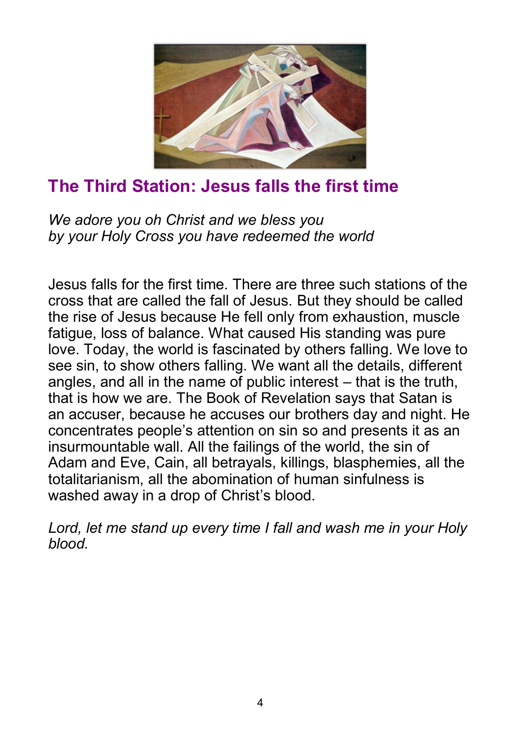## The Third Station: Jesus falls the first time

*We adore you oh Christ and we bless you*
*by your Holy Cross you have redeemed the world*

Jesus falls for the first time. There are three such stations of the cross that are called the fall of Jesus. But they should be called the rise of Jesus because He fell only from exhaustion, muscle fatigue, loss of balance. What caused His standing was pure love. Today, the world is fascinated by others falling. We love to see sin, to show others falling. We want all the details, different angles, and all in the name of public interest – that is the truth, that is how we are. The Book of Revelation says that Satan is an accuser, because he accuses our brothers day and night. He concentrates people's attention on sin so and presents it as an insurmountable wall. All the failings of the world, the sin of Adam and Eve, Cain, all betrayals, killings, blasphemies, all the totalitarianism, all the abomination of human sinfulness is washed away in a drop of Christ's blood.

*Lord, let me stand up every time I fall and wash me in your Holy blood.*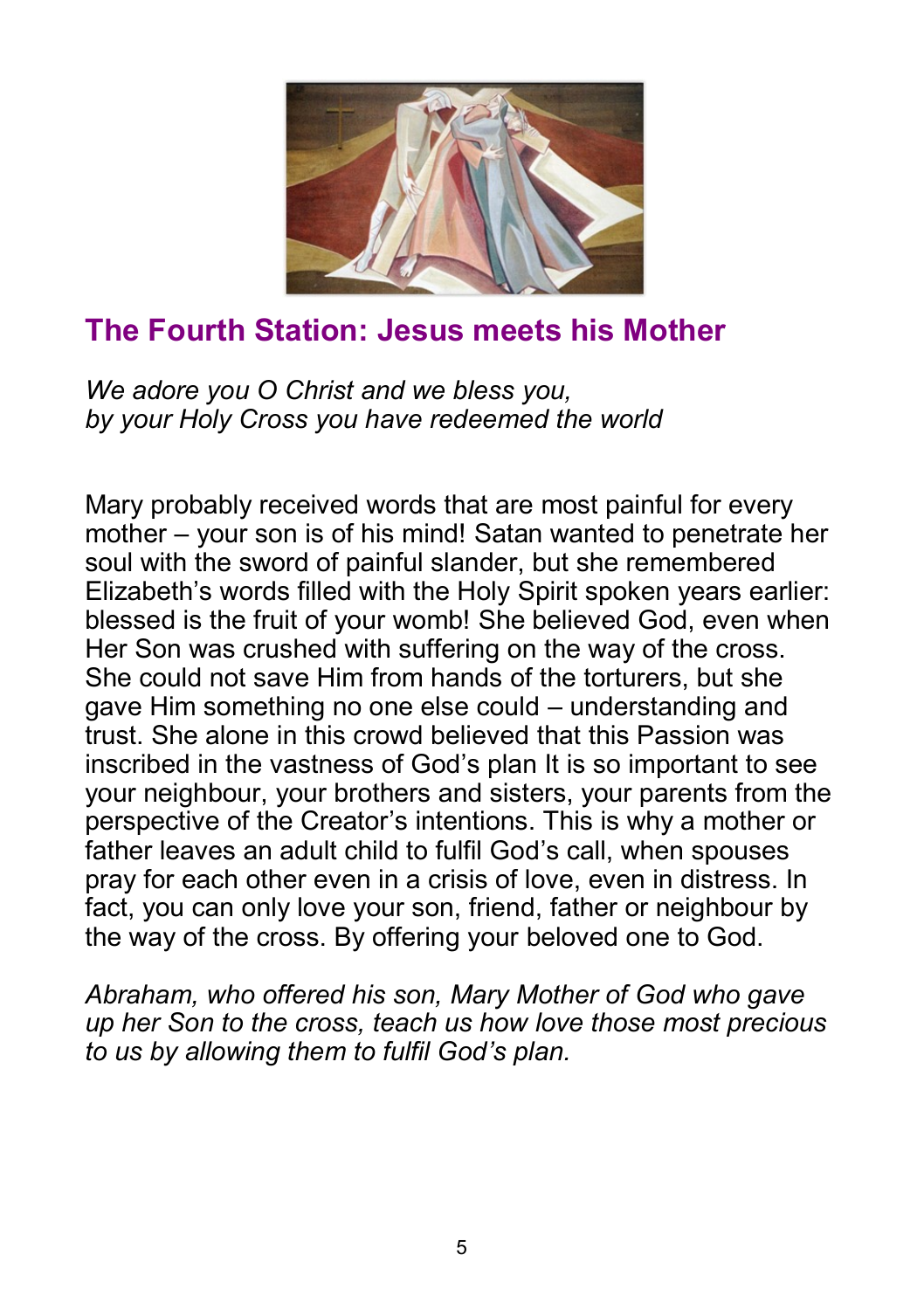## The Fourth Station: Jesus meets his Mother

*We adore you O Christ and we bless you,*
*by your Holy Cross you have redeemed the world*

Mary probably received words that are most painful for every mother – your son is of his mind! Satan wanted to penetrate her soul with the sword of painful slander, but she remembered Elizabeth's words filled with the Holy Spirit spoken years earlier: blessed is the fruit of your womb! She believed God, even when Her Son was crushed with suffering on the way of the cross. She could not save Him from hands of the torturers, but she gave Him something no one else could – understanding and trust. She alone in this crowd believed that this Passion was inscribed in the vastness of God's plan It is so important to see your neighbour, your brothers and sisters, your parents from the perspective of the Creator's intentions. This is why a mother or father leaves an adult child to fulfil God's call, when spouses pray for each other even in a crisis of love, even in distress. In fact, you can only love your son, friend, father or neighbour by the way of the cross. By offering your beloved one to God.

*Abraham, who offered his son, Mary Mother of God who gave up her Son to the cross, teach us how love those most precious to us by allowing them to fulfil God's plan.*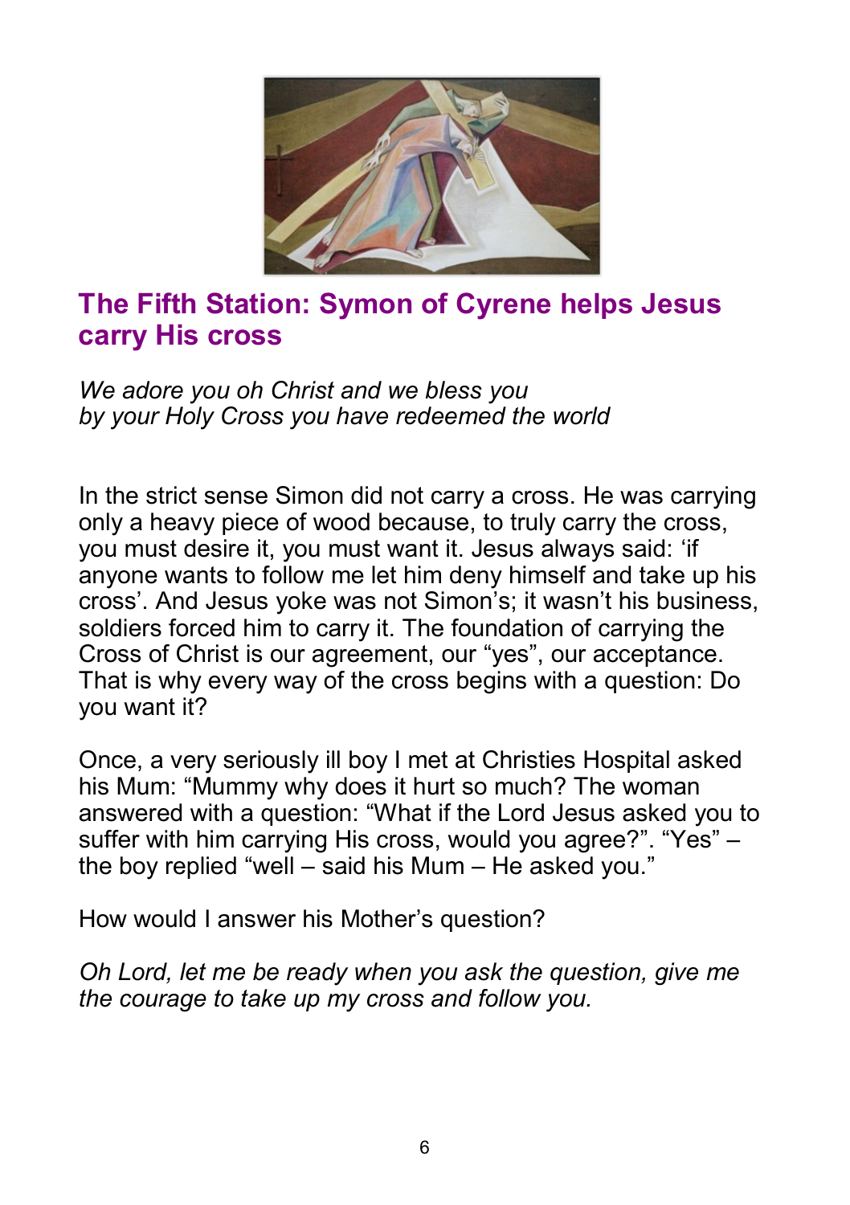## The Fifth Station: Symon of Cyrene helps Jesus carry His cross

*We adore you oh Christ and we bless you*
*by your Holy Cross you have redeemed the world*

In the strict sense Simon did not carry a cross. He was carrying only a heavy piece of wood because, to truly carry the cross, you must desire it, you must want it. Jesus always said: 'if anyone wants to follow me let him deny himself and take up his cross'. And Jesus yoke was not Simon's; it wasn't his business, soldiers forced him to carry it. The foundation of carrying the Cross of Christ is our agreement, our "yes", our acceptance. That is why every way of the cross begins with a question: Do you want it?

Once, a very seriously ill boy I met at Christies Hospital asked his Mum: "Mummy why does it hurt so much? The woman answered with a question: "What if the Lord Jesus asked you to suffer with him carrying His cross, would you agree?". "Yes" – the boy replied "well – said his Mum – He asked you."

How would I answer his Mother's question?

*Oh Lord, let me be ready when you ask the question, give me the courage to take up my cross and follow you.*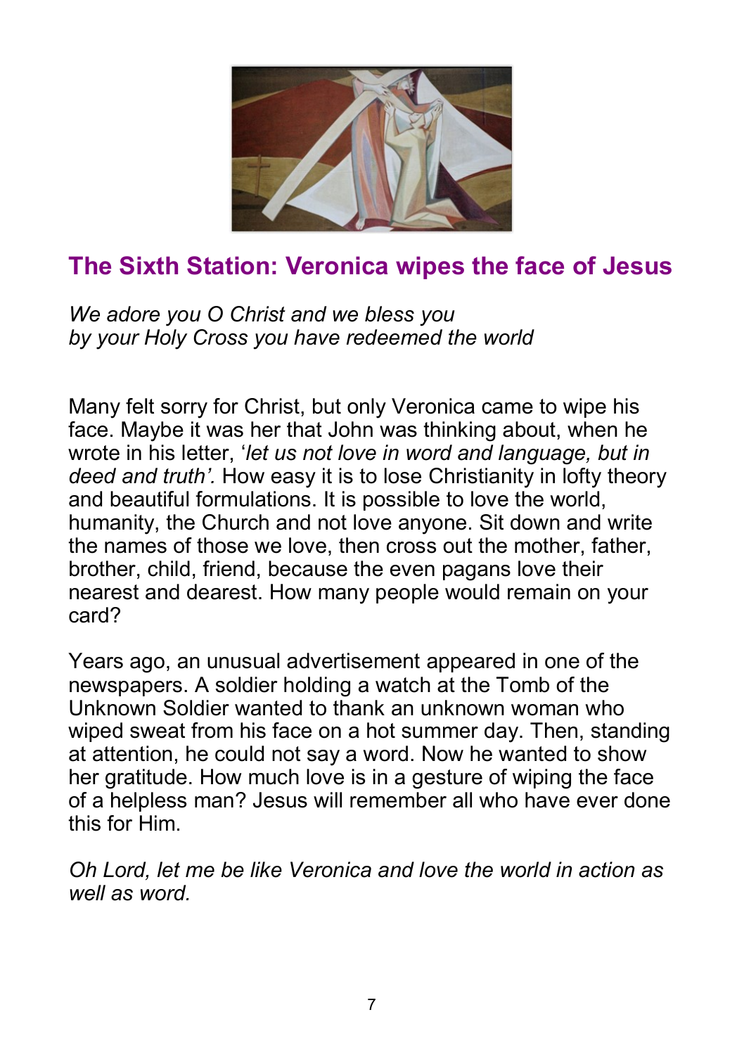## The Sixth Station: Veronica wipes the face of Jesus

*We adore you O Christ and we bless you*
*by your Holy Cross you have redeemed the world*

Many felt sorry for Christ, but only Veronica came to wipe his face. Maybe it was her that John was thinking about, when he wrote in his letter, '*let us not love in word and language, but in deed and truth'.* How easy it is to lose Christianity in lofty theory and beautiful formulations. It is possible to love the world, humanity, the Church and not love anyone. Sit down and write the names of those we love, then cross out the mother, father, brother, child, friend, because the even pagans love their nearest and dearest. How many people would remain on your card?

Years ago, an unusual advertisement appeared in one of the newspapers. A soldier holding a watch at the Tomb of the Unknown Soldier wanted to thank an unknown woman who wiped sweat from his face on a hot summer day. Then, standing at attention, he could not say a word. Now he wanted to show her gratitude. How much love is in a gesture of wiping the face of a helpless man? Jesus will remember all who have ever done this for Him.

*Oh Lord, let me be like Veronica and love the world in action as well as word.*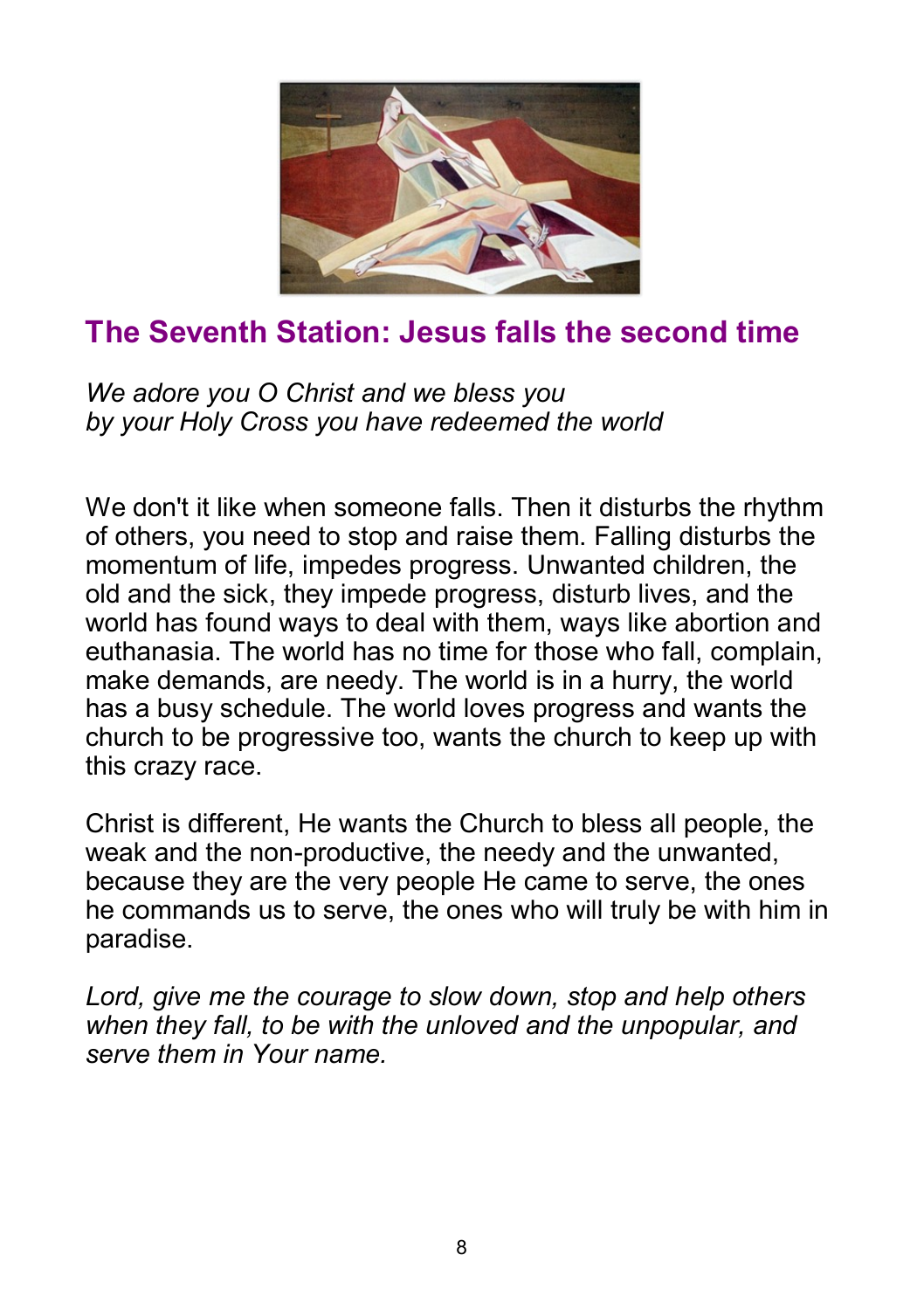## The Seventh Station: Jesus falls the second time

*We adore you O Christ and we bless you*
*by your Holy Cross you have redeemed the world*

We don't it like when someone falls. Then it disturbs the rhythm of others, you need to stop and raise them. Falling disturbs the momentum of life, impedes progress. Unwanted children, the old and the sick, they impede progress, disturb lives, and the world has found ways to deal with them, ways like abortion and euthanasia. The world has no time for those who fall, complain, make demands, are needy. The world is in a hurry, the world has a busy schedule. The world loves progress and wants the church to be progressive too, wants the church to keep up with this crazy race.

Christ is different, He wants the Church to bless all people, the weak and the non-productive, the needy and the unwanted, because they are the very people He came to serve, the ones he commands us to serve, the ones who will truly be with him in paradise.

*Lord, give me the courage to slow down, stop and help others when they fall, to be with the unloved and the unpopular, and serve them in Your name.*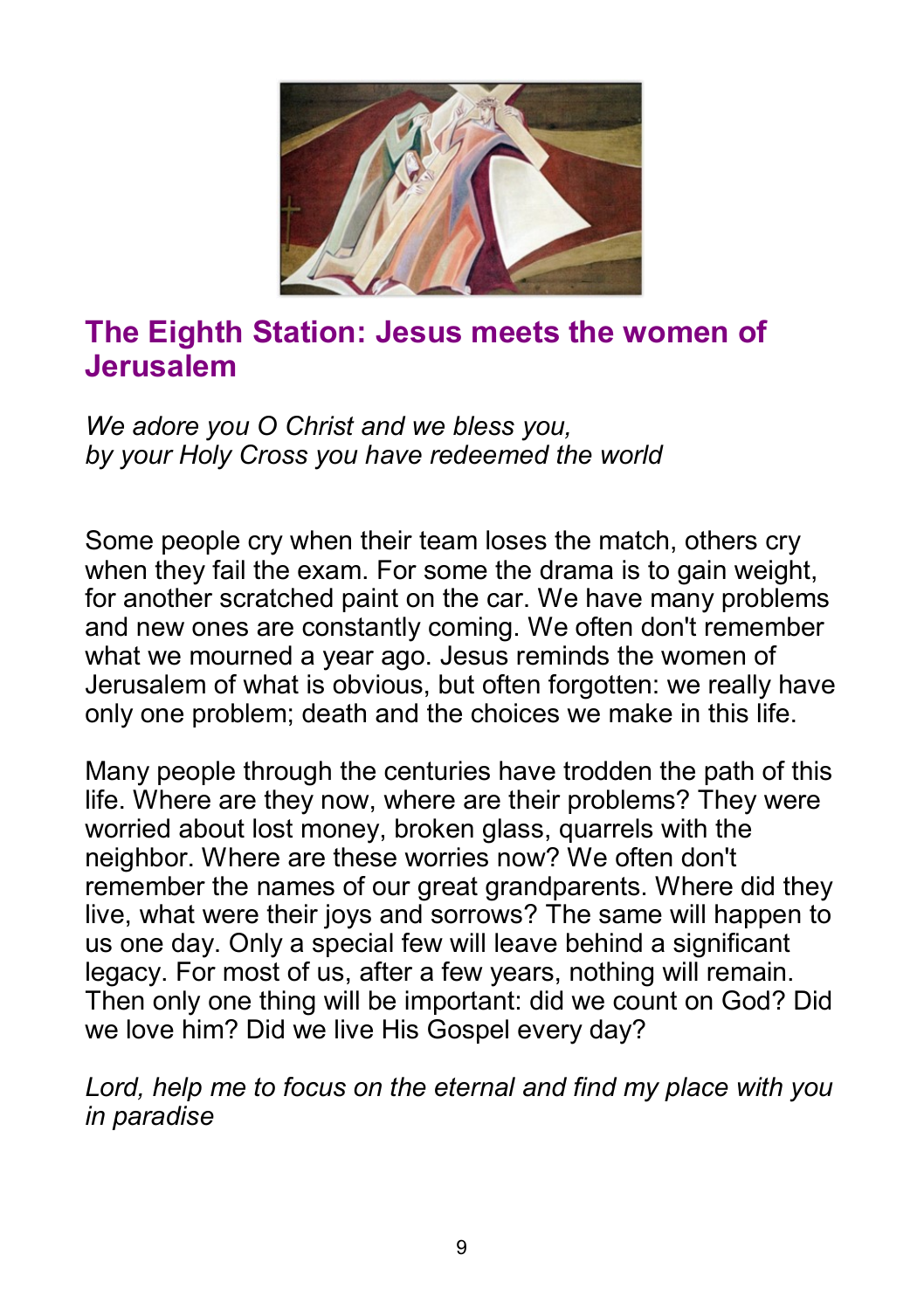## The Eighth Station: Jesus meets the women of Jerusalem

*We adore you O Christ and we bless you,*
*by your Holy Cross you have redeemed the world*

Some people cry when their team loses the match, others cry when they fail the exam. For some the drama is to gain weight, for another scratched paint on the car. We have many problems and new ones are constantly coming. We often don't remember what we mourned a year ago. Jesus reminds the women of Jerusalem of what is obvious, but often forgotten: we really have only one problem; death and the choices we make in this life.

Many people through the centuries have trodden the path of this life. Where are they now, where are their problems? They were worried about lost money, broken glass, quarrels with the neighbor. Where are these worries now? We often don't remember the names of our great grandparents. Where did they live, what were their joys and sorrows? The same will happen to us one day. Only a special few will leave behind a significant legacy. For most of us, after a few years, nothing will remain. Then only one thing will be important: did we count on God? Did we love him? Did we live His Gospel every day?

*Lord, help me to focus on the eternal and find my place with you in paradise*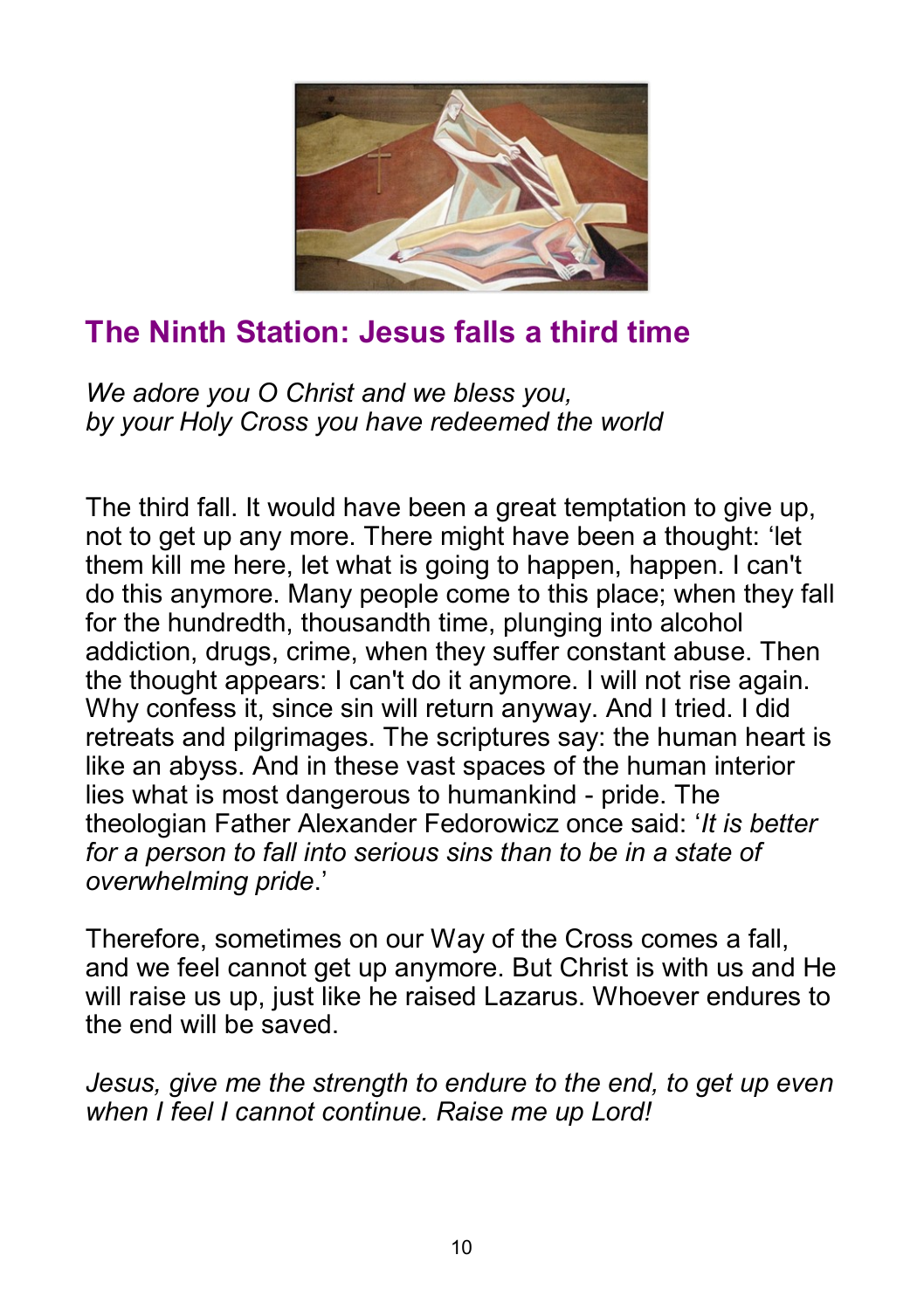## The Ninth Station: Jesus falls a third time

*We adore you O Christ and we bless you,*
*by your Holy Cross you have redeemed the world*

The third fall. It would have been a great temptation to give up, not to get up any more. There might have been a thought: 'let them kill me here, let what is going to happen, happen. I can't do this anymore. Many people come to this place; when they fall for the hundredth, thousandth time, plunging into alcohol addiction, drugs, crime, when they suffer constant abuse. Then the thought appears: I can't do it anymore. I will not rise again. Why confess it, since sin will return anyway. And I tried. I did retreats and pilgrimages. The scriptures say: the human heart is like an abyss. And in these vast spaces of the human interior lies what is most dangerous to humankind - pride. The theologian Father Alexander Fedorowicz once said: '*It is better for a person to fall into serious sins than to be in a state of overwhelming pride*.'

Therefore, sometimes on our Way of the Cross comes a fall, and we feel cannot get up anymore. But Christ is with us and He will raise us up, just like he raised Lazarus. Whoever endures to the end will be saved.

*Jesus, give me the strength to endure to the end, to get up even when I feel I cannot continue. Raise me up Lord!*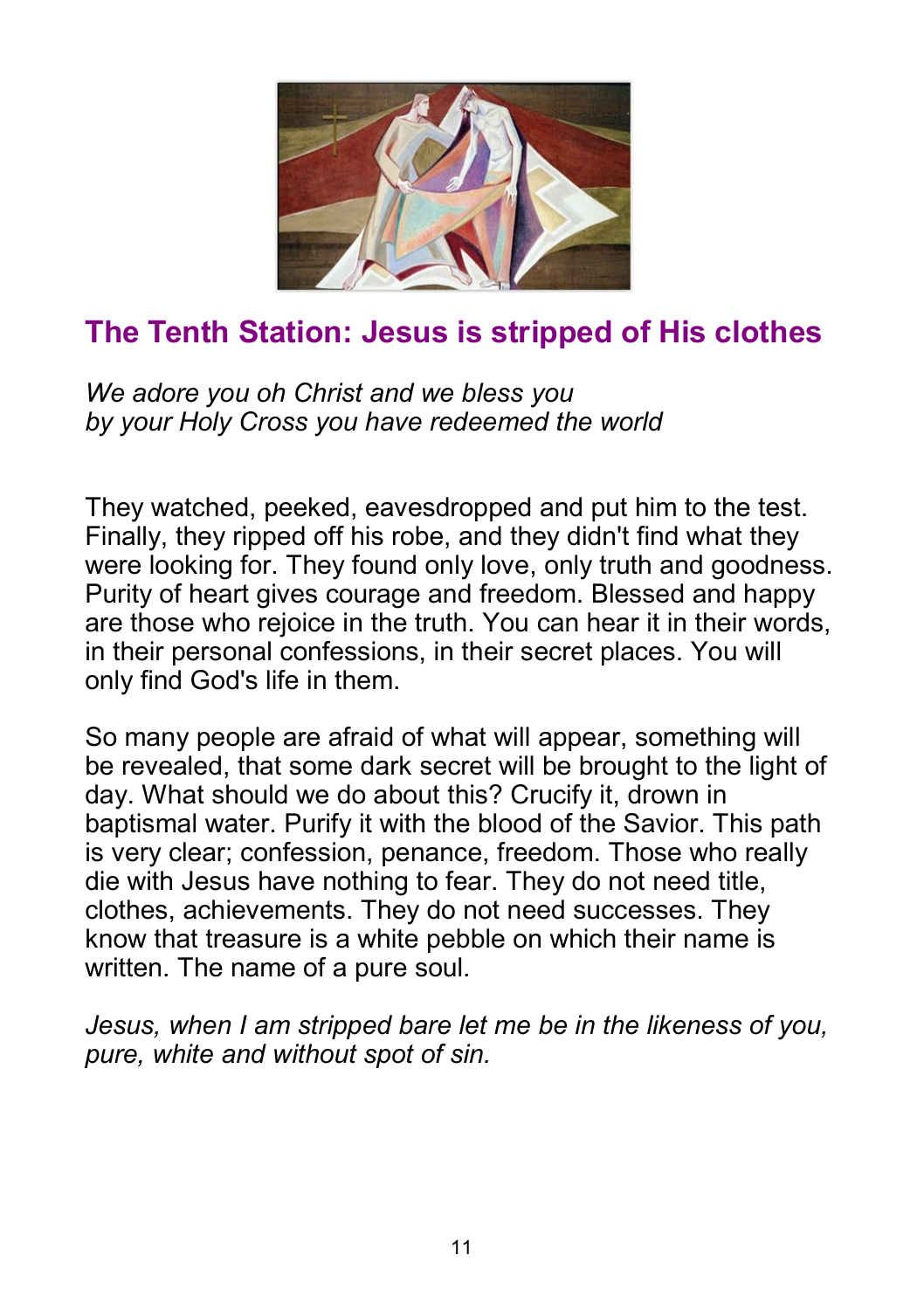## The Tenth Station: Jesus is stripped of His clothes

*We adore you oh Christ and we bless you*
*by your Holy Cross you have redeemed the world*

They watched, peeked, eavesdropped and put him to the test. Finally, they ripped off his robe, and they didn't find what they were looking for. They found only love, only truth and goodness. Purity of heart gives courage and freedom. Blessed and happy are those who rejoice in the truth. You can hear it in their words, in their personal confessions, in their secret places. You will only find God's life in them.

So many people are afraid of what will appear, something will be revealed, that some dark secret will be brought to the light of day. What should we do about this? Crucify it, drown in baptismal water. Purify it with the blood of the Savior. This path is very clear; confession, penance, freedom. Those who really die with Jesus have nothing to fear. They do not need title, clothes, achievements. They do not need successes. They know that treasure is a white pebble on which their name is written. The name of a pure soul.

*Jesus, when I am stripped bare let me be in the likeness of you, pure, white and without spot of sin.*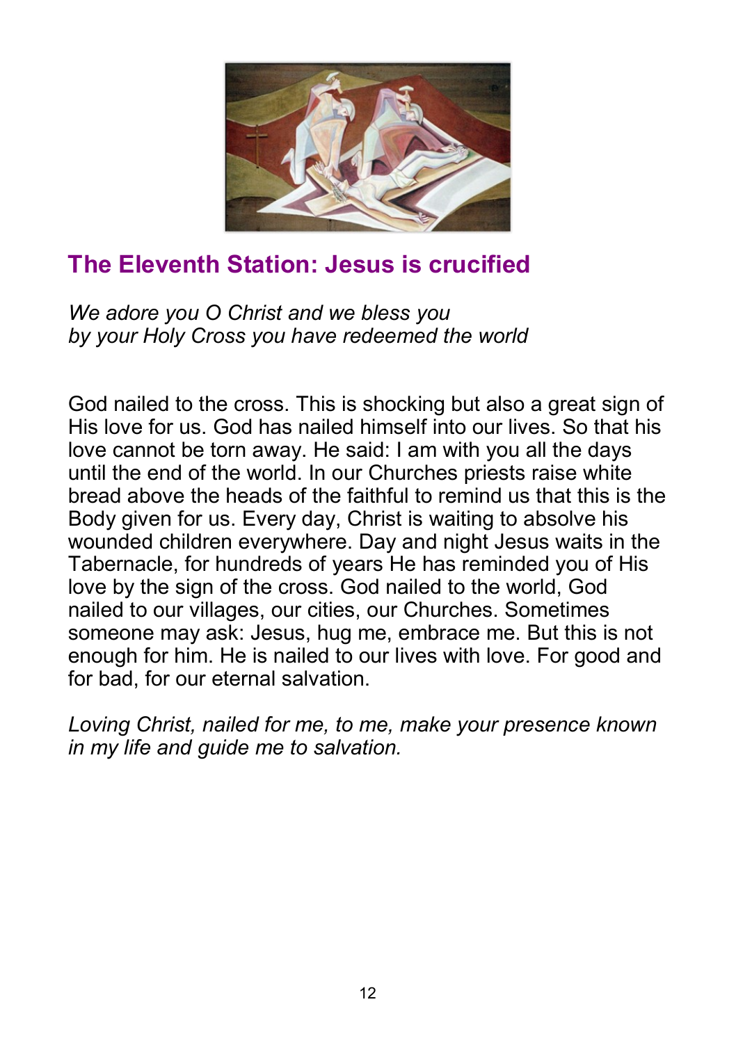## The Eleventh Station: Jesus is crucified

*We adore you O Christ and we bless you*
*by your Holy Cross you have redeemed the world*

God nailed to the cross. This is shocking but also a great sign of His love for us. God has nailed himself into our lives. So that his love cannot be torn away. He said: I am with you all the days until the end of the world. In our Churches priests raise white bread above the heads of the faithful to remind us that this is the Body given for us. Every day, Christ is waiting to absolve his wounded children everywhere. Day and night Jesus waits in the Tabernacle, for hundreds of years He has reminded you of His love by the sign of the cross. God nailed to the world, God nailed to our villages, our cities, our Churches. Sometimes someone may ask: Jesus, hug me, embrace me. But this is not enough for him. He is nailed to our lives with love. For good and for bad, for our eternal salvation.

*Loving Christ, nailed for me, to me, make your presence known in my life and guide me to salvation.*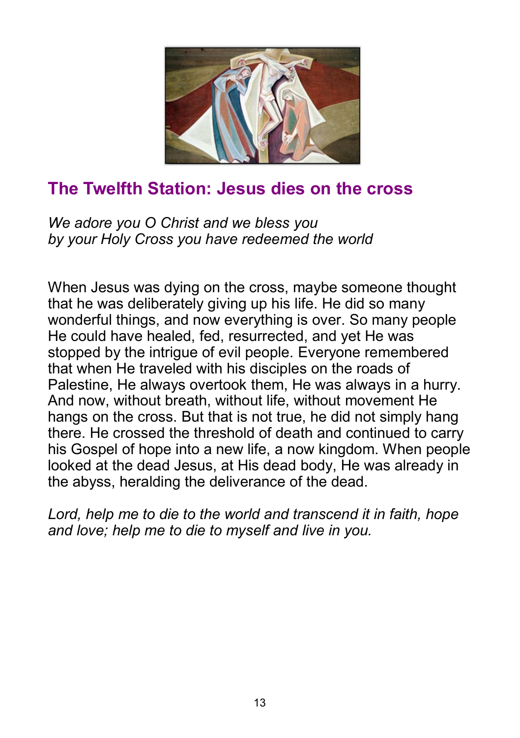## The Twelfth Station: Jesus dies on the cross

*We adore you O Christ and we bless you*
*by your Holy Cross you have redeemed the world*

When Jesus was dying on the cross, maybe someone thought that he was deliberately giving up his life. He did so many wonderful things, and now everything is over. So many people He could have healed, fed, resurrected, and yet He was stopped by the intrigue of evil people. Everyone remembered that when He traveled with his disciples on the roads of Palestine, He always overtook them, He was always in a hurry. And now, without breath, without life, without movement He hangs on the cross. But that is not true, he did not simply hang there. He crossed the threshold of death and continued to carry his Gospel of hope into a new life, a now kingdom. When people looked at the dead Jesus, at His dead body, He was already in the abyss, heralding the deliverance of the dead.

*Lord, help me to die to the world and transcend it in faith, hope and love; help me to die to myself and live in you.*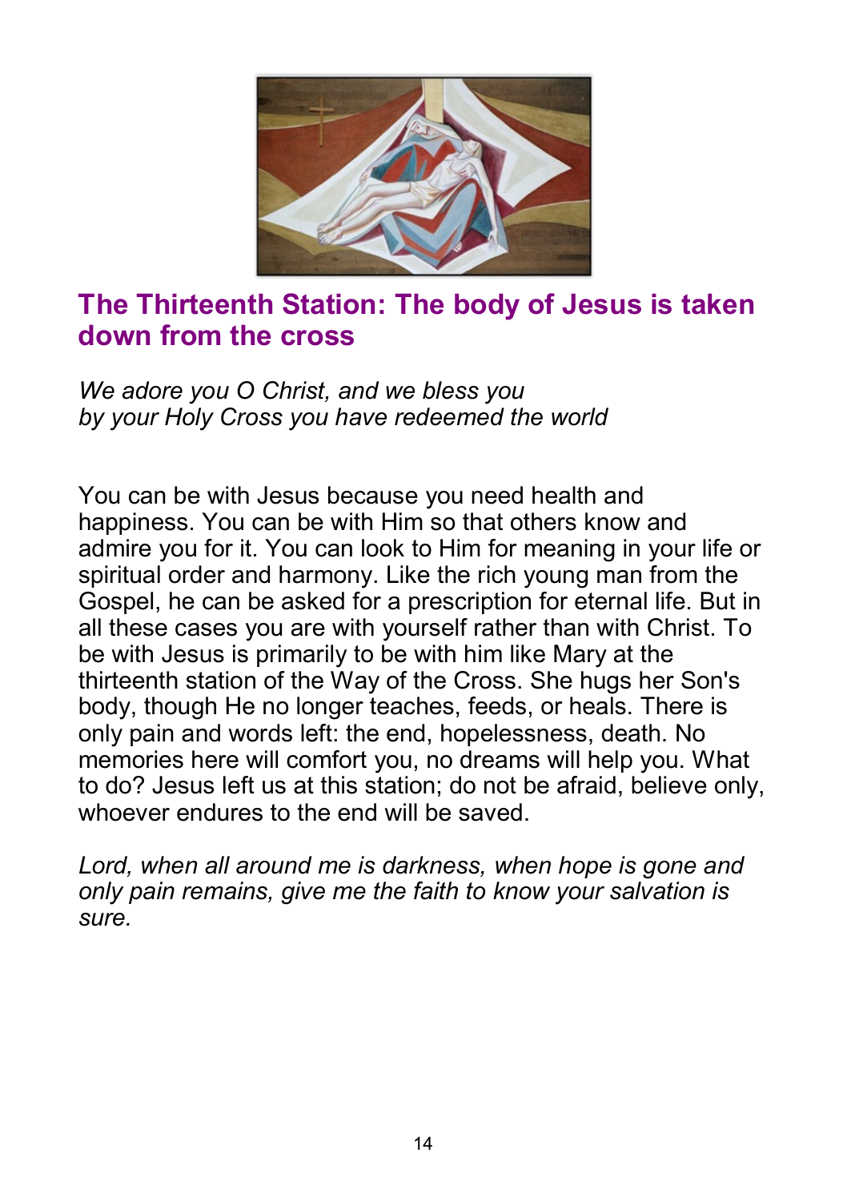## The Thirteenth Station: The body of Jesus is taken down from the cross

*We adore you O Christ, and we bless you*
*by your Holy Cross you have redeemed the world*

You can be with Jesus because you need health and happiness. You can be with Him so that others know and admire you for it. You can look to Him for meaning in your life or spiritual order and harmony. Like the rich young man from the Gospel, he can be asked for a prescription for eternal life. But in all these cases you are with yourself rather than with Christ. To be with Jesus is primarily to be with him like Mary at the thirteenth station of the Way of the Cross. She hugs her Son's body, though He no longer teaches, feeds, or heals. There is only pain and words left: the end, hopelessness, death. No memories here will comfort you, no dreams will help you. What to do? Jesus left us at this station; do not be afraid, believe only, whoever endures to the end will be saved.

*Lord, when all around me is darkness, when hope is gone and only pain remains, give me the faith to know your salvation is sure.*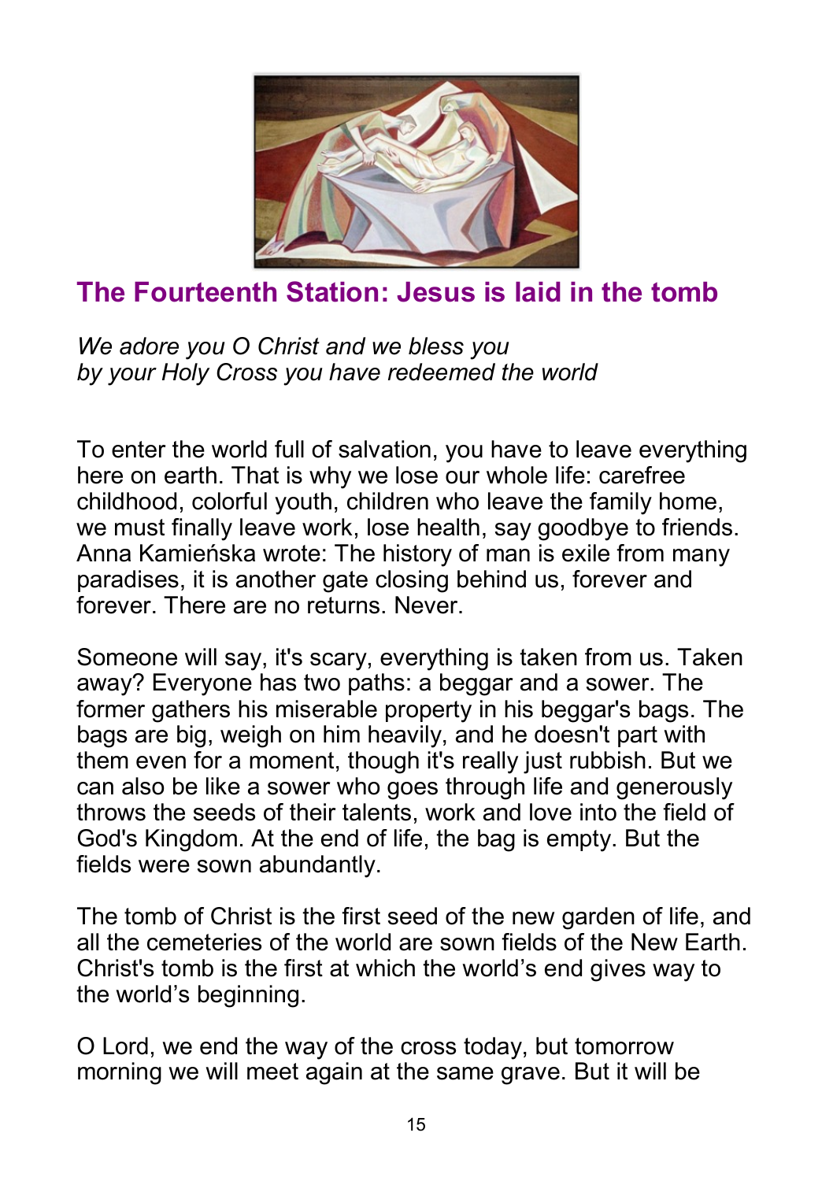## The Fourteenth Station: Jesus is laid in the tomb

*We adore you O Christ and we bless you*
*by your Holy Cross you have redeemed the world*

To enter the world full of salvation, you have to leave everything here on earth. That is why we lose our whole life: carefree childhood, colorful youth, children who leave the family home, we must finally leave work, lose health, say goodbye to friends. Anna Kamieńska wrote: The history of man is exile from many paradises, it is another gate closing behind us, forever and forever. There are no returns. Never.

Someone will say, it's scary, everything is taken from us. Taken away? Everyone has two paths: a beggar and a sower. The former gathers his miserable property in his beggar's bags. The bags are big, weigh on him heavily, and he doesn't part with them even for a moment, though it's really just rubbish. But we can also be like a sower who goes through life and generously throws the seeds of their talents, work and love into the field of God's Kingdom. At the end of life, the bag is empty. But the fields were sown abundantly.

The tomb of Christ is the first seed of the new garden of life, and all the cemeteries of the world are sown fields of the New Earth. Christ's tomb is the first at which the world's end gives way to the world's beginning.

O Lord, we end the way of the cross today, but tomorrow morning we will meet again at the same grave. But it will be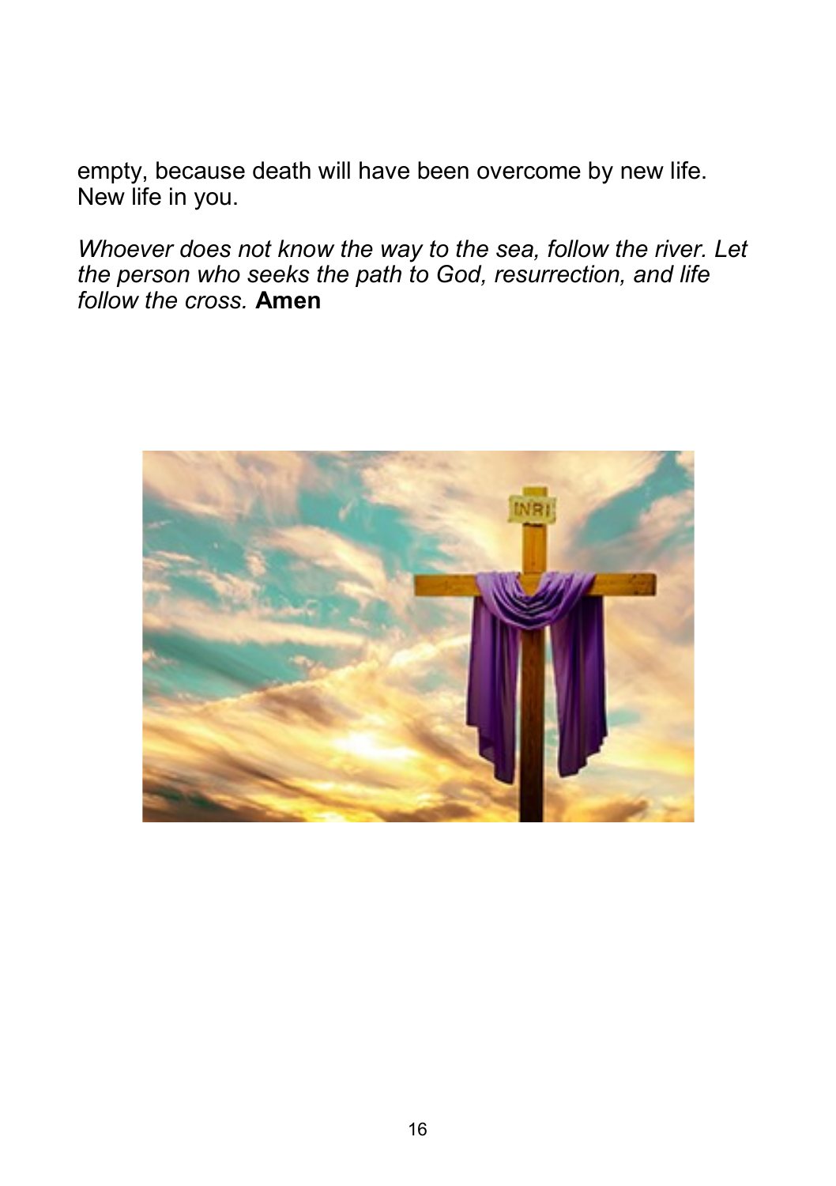empty, because death will have been overcome by new life. New life in you.

*Whoever does not know the way to the sea, follow the river. Let the person who seeks the path to God, resurrection, and life follow the cross.* **Amen**